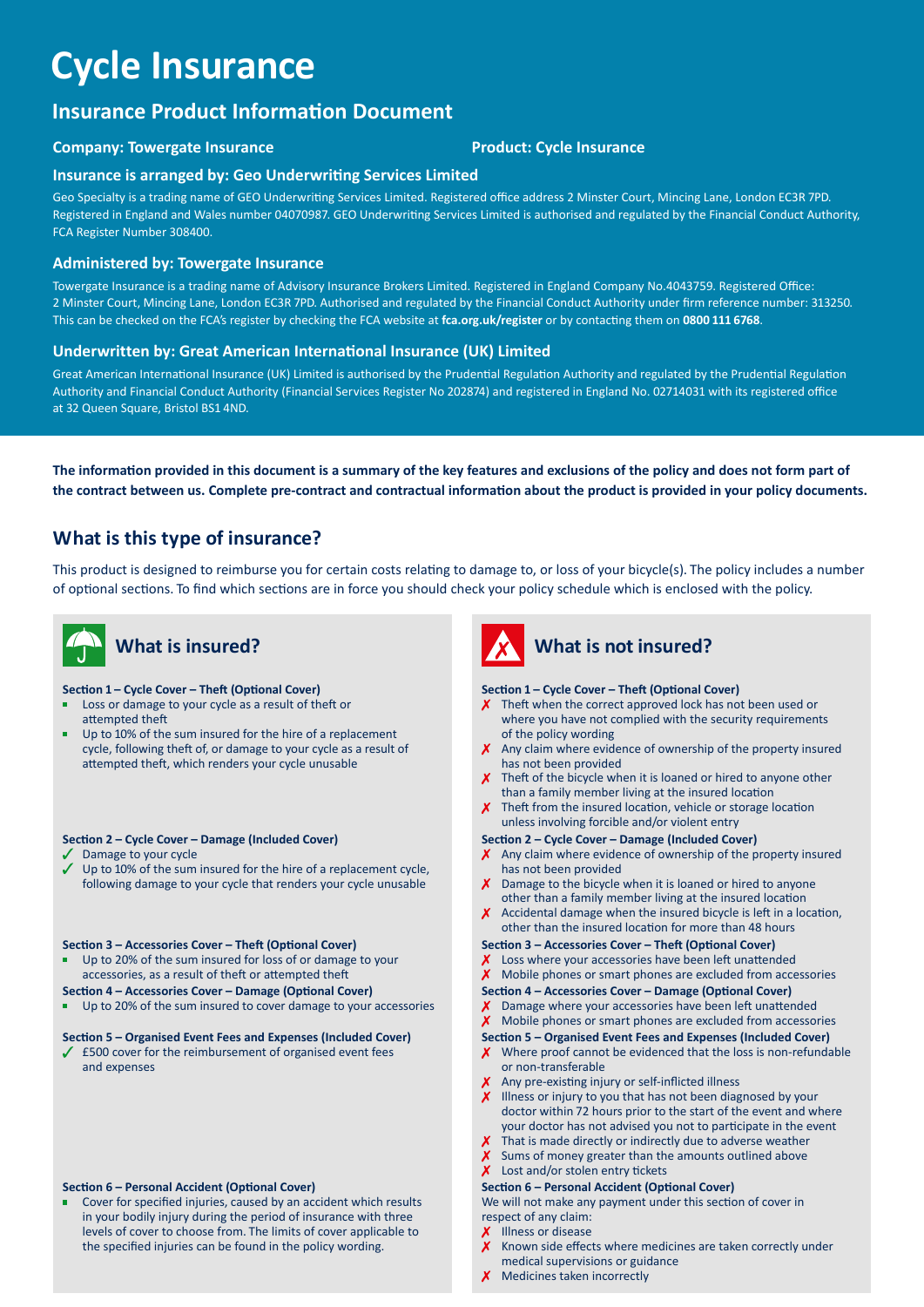# Cycle Insurance

## Insurance Product Information Document

**Company: Towergate Insurance** **Product: Cycle Insurance**

### Insurance is arranged by: Geo Underwriting Services Limited

Geo Specialty is a trading name of GEO Underwriting Services Limited. Registered office address 2 Minster Court, Mincing Lane, London EC3R 7PD. Registered in England and Wales number 04070987. GEO Underwriting Services Limited is authorised and regulated by the Financial Conduct Authority, FCA Register Number 308400.

### Administered by: Towergate Insurance

Towergate Insurance is a trading name of Advisory Insurance Brokers Limited. Registered in England Company No.4043759. Registered Office: 2 Minster Court, Mincing Lane, London EC3R 7PD. Authorised and regulated by the Financial Conduct Authority under firm reference number: 313250. This can be checked on the FCA's register by checking the FCA website at **fca.org.uk/register** or by contacting them on **0800 111 6768**.

### Underwritten by: Great American International Insurance (UK) Limited

Great American International Insurance (UK) Limited is authorised by the Prudential Regulation Authority and regulated by the Prudential Regulation Authority and Financial Conduct Authority (Financial Services Register No 202874) and registered in England No. 02714031 with its registered office at 32 Queen Square, Bristol BS1 4ND.

**The information provided in this document is a summary of the key features and exclusions of the policy and does not form part of the contract between us. Complete pre-contract and contractual information about the product is provided in your policy documents.**

## What is this type of insurance?

This product is designed to reimburse you for certain costs relating to damage to, or loss of your bicycle(s). The policy includes a number of optional sections. To find which sections are in force you should check your policy schedule which is enclosed with the policy.

## What is insured?

**Section 1 – Cycle Cover – Theft (Optional Cover)**
- Loss or damage to your cycle as a result of theft or attempted theft
- Up to 10% of the sum insured for the hire of a replacement cycle, following theft of, or damage to your cycle as a result of attempted theft, which renders your cycle unusable

**Section 2 – Cycle Cover – Damage (Included Cover)**
- ✓ Damage to your cycle
- ✓ Up to 10% of the sum insured for the hire of a replacement cycle, following damage to your cycle that renders your cycle unusable

**Section 3 – Accessories Cover – Theft (Optional Cover)**
- Up to 20% of the sum insured for loss of or damage to your accessories, as a result of theft or attempted theft

**Section 4 – Accessories Cover – Damage (Optional Cover)**
- Up to 20% of the sum insured to cover damage to your accessories

**Section 5 – Organised Event Fees and Expenses (Included Cover)**
- ✓ £500 cover for the reimbursement of organised event fees and expenses

**Section 6 – Personal Accident (Optional Cover)**
- Cover for specified injuries, caused by an accident which results in your bodily injury during the period of insurance with three levels of cover to choose from. The limits of cover applicable to the specified injuries can be found in the policy wording.

## What is not insured?

**Section 1 – Cycle Cover – Theft (Optional Cover)**
- ✗ Theft when the correct approved lock has not been used or where you have not complied with the security requirements of the policy wording
- ✗ Any claim where evidence of ownership of the property insured has not been provided
- ✗ Theft of the bicycle when it is loaned or hired to anyone other than a family member living at the insured location
- ✗ Theft from the insured location, vehicle or storage location unless involving forcible and/or violent entry

**Section 2 – Cycle Cover – Damage (Included Cover)**
- ✗ Any claim where evidence of ownership of the property insured has not been provided
- ✗ Damage to the bicycle when it is loaned or hired to anyone other than a family member living at the insured location
- ✗ Accidental damage when the insured bicycle is left in a location, other than the insured location for more than 48 hours

**Section 3 – Accessories Cover – Theft (Optional Cover)**
- ✗ Loss where your accessories have been left unattended
- ✗ Mobile phones or smart phones are excluded from accessories

**Section 4 – Accessories Cover – Damage (Optional Cover)**
- ✗ Damage where your accessories have been left unattended
- ✗ Mobile phones or smart phones are excluded from accessories

**Section 5 – Organised Event Fees and Expenses (Included Cover)**
- ✗ Where proof cannot be evidenced that the loss is non-refundable or non-transferable
- ✗ Any pre-existing injury or self-inflicted illness
- ✗ Illness or injury to you that has not been diagnosed by your doctor within 72 hours prior to the start of the event and where your doctor has not advised you not to participate in the event
- ✗ That is made directly or indirectly due to adverse weather
- ✗ Sums of money greater than the amounts outlined above
- ✗ Lost and/or stolen entry tickets

**Section 6 – Personal Accident (Optional Cover)**

We will not make any payment under this section of cover in respect of any claim:
- ✗ Illness or disease
- ✗ Known side effects where medicines are taken correctly under medical supervisions or guidance
- ✗ Medicines taken incorrectly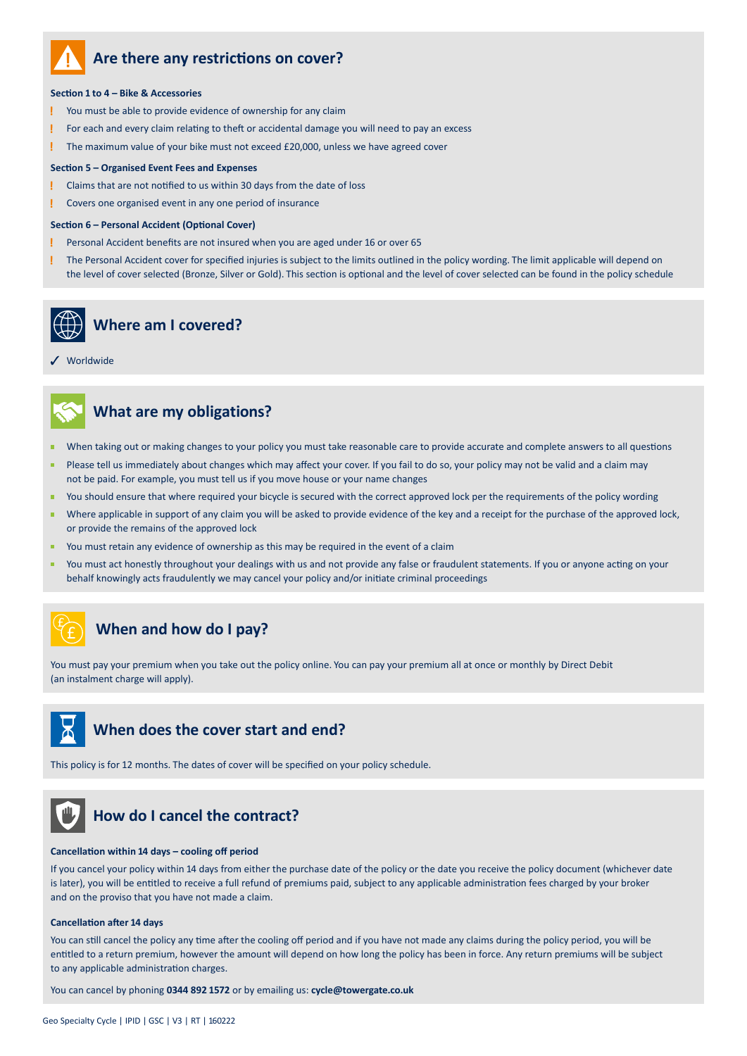## Are there any restrictions on cover?

**Section 1 to 4 – Bike & Accessories**

- You must be able to provide evidence of ownership for any claim
- For each and every claim relating to theft or accidental damage you will need to pay an excess
- The maximum value of your bike must not exceed £20,000, unless we have agreed cover

**Section 5 – Organised Event Fees and Expenses**

- Claims that are not notified to us within 30 days from the date of loss
- Covers one organised event in any one period of insurance

**Section 6 – Personal Accident (Optional Cover)**

- Personal Accident benefits are not insured when you are aged under 16 or over 65
- The Personal Accident cover for specified injuries is subject to the limits outlined in the policy wording. The limit applicable will depend on the level of cover selected (Bronze, Silver or Gold). This section is optional and the level of cover selected can be found in the policy schedule

## Where am I covered?

✓ Worldwide

## What are my obligations?

- When taking out or making changes to your policy you must take reasonable care to provide accurate and complete answers to all questions
- Please tell us immediately about changes which may affect your cover. If you fail to do so, your policy may not be valid and a claim may not be paid. For example, you must tell us if you move house or your name changes
- You should ensure that where required your bicycle is secured with the correct approved lock per the requirements of the policy wording
- Where applicable in support of any claim you will be asked to provide evidence of the key and a receipt for the purchase of the approved lock, or provide the remains of the approved lock
- You must retain any evidence of ownership as this may be required in the event of a claim
- You must act honestly throughout your dealings with us and not provide any false or fraudulent statements. If you or anyone acting on your behalf knowingly acts fraudulently we may cancel your policy and/or initiate criminal proceedings

## When and how do I pay?

You must pay your premium when you take out the policy online. You can pay your premium all at once or monthly by Direct Debit (an instalment charge will apply).

## When does the cover start and end?

This policy is for 12 months. The dates of cover will be specified on your policy schedule.

## How do I cancel the contract?

**Cancellation within 14 days – cooling off period**

If you cancel your policy within 14 days from either the purchase date of the policy or the date you receive the policy document (whichever date is later), you will be entitled to receive a full refund of premiums paid, subject to any applicable administration fees charged by your broker and on the proviso that you have not made a claim.

**Cancellation after 14 days**

You can still cancel the policy any time after the cooling off period and if you have not made any claims during the policy period, you will be entitled to a return premium, however the amount will depend on how long the policy has been in force. Any return premiums will be subject to any applicable administration charges.

You can cancel by phoning **0344 892 1572** or by emailing us: **cycle@towergate.co.uk**

Geo Specialty Cycle | IPID | GSC | V3 | RT | 160222